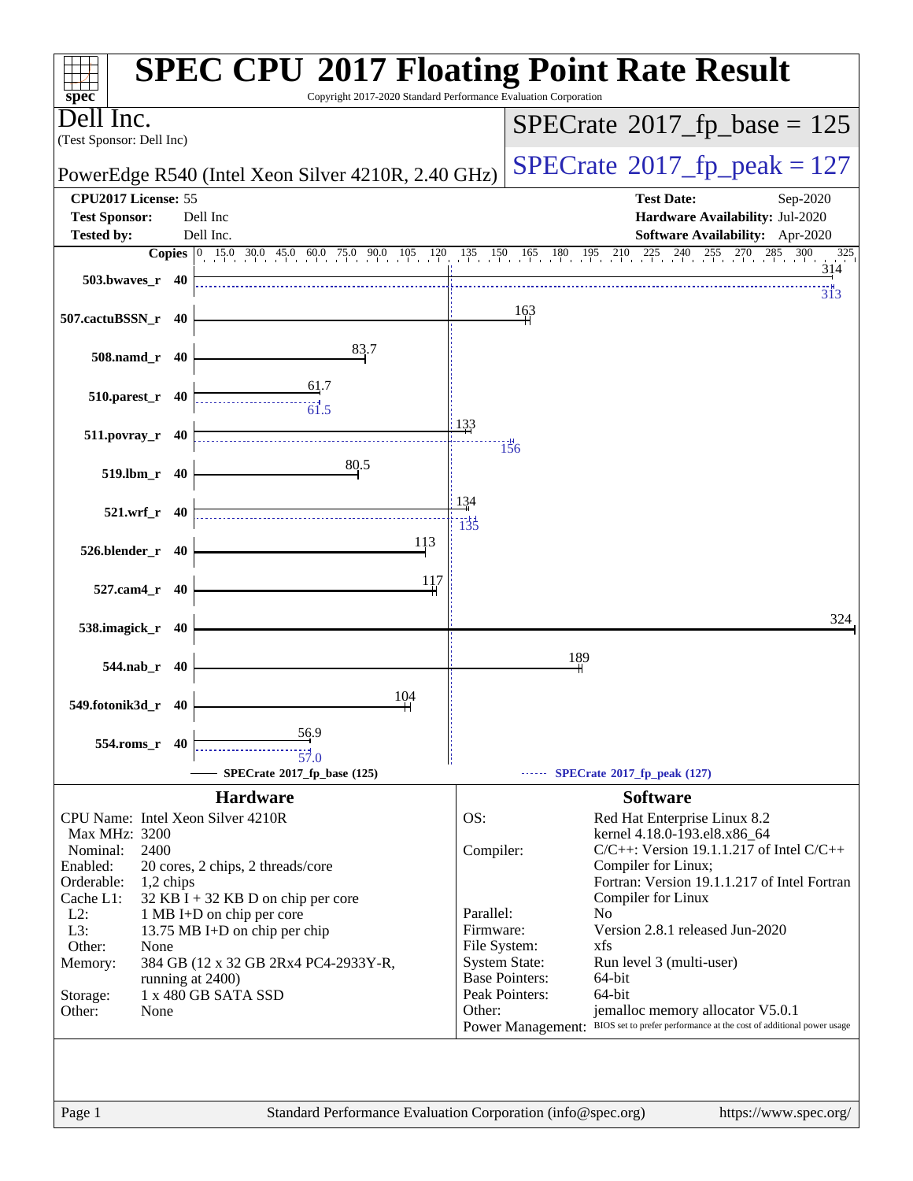# SPEC CPU 2017 Floating Point Rate Result

Copyright 2017-2020 Standard Performance Evaluation Corporation

**Dell Inc.**
(Test Sponsor: Dell Inc)

PowerEdge R540 (Intel Xeon Silver 4210R, 2.40 GHz)

**SPECrate 2017_fp_base = 125**

**SPECrate 2017_fp_peak = 127**

| | | | |
|---|---|---|---|
| **CPU2017 License:** | 55 | **Test Date:** | Sep-2020 |
| **Test Sponsor:** | Dell Inc | **Hardware Availability:** | Jul-2020 |
| **Tested by:** | Dell Inc. | **Software Availability:** | Apr-2020 |

| Benchmark | Copies | Base | Peak |
|---|---|---|---|
| 503.bwaves_r | 40 | 314 | 313 |
| 507.cactuBSSN_r | 40 | 163 | |
| 508.namd_r | 40 | 83.7 | |
| 510.parest_r | 40 | 61.7 | 61.5 |
| 511.povray_r | 40 | 133 | 156 |
| 519.lbm_r | 40 | 80.5 | |
| 521.wrf_r | 40 | 134 | 135 |
| 526.blender_r | 40 | 113 | |
| 527.cam4_r | 40 | 117 | |
| 538.imagick_r | 40 | 324 | |
| 544.nab_r | 40 | 189 | |
| 549.fotonik3d_r | 40 | 104 | |
| 554.roms_r | 40 | 56.9 | 57.0 |

SPECrate 2017_fp_base (125) — SPECrate 2017_fp_peak (127)

## Hardware

| | |
|---|---|
| CPU Name: | Intel Xeon Silver 4210R |
| Max MHz: | 3200 |
| Nominal: | 2400 |
| Enabled: | 20 cores, 2 chips, 2 threads/core |
| Orderable: | 1,2 chips |
| Cache L1: | 32 KB I + 32 KB D on chip per core |
| L2: | 1 MB I+D on chip per core |
| L3: | 13.75 MB I+D on chip per chip |
| Other: | None |
| Memory: | 384 GB (12 x 32 GB 2Rx4 PC4-2933Y-R, running at 2400) |
| Storage: | 1 x 480 GB SATA SSD |
| Other: | None |

## Software

| | |
|---|---|
| OS: | Red Hat Enterprise Linux 8.2 kernel 4.18.0-193.el8.x86_64 |
| Compiler: | C/C++: Version 19.1.1.217 of Intel C/C++ Compiler for Linux; Fortran: Version 19.1.1.217 of Intel Fortran Compiler for Linux |
| Parallel: | No |
| Firmware: | Version 2.8.1 released Jun-2020 |
| File System: | xfs |
| System State: | Run level 3 (multi-user) |
| Base Pointers: | 64-bit |
| Peak Pointers: | 64-bit |
| Other: | jemalloc memory allocator V5.0.1 |
| Power Management: | BIOS set to prefer performance at the cost of additional power usage |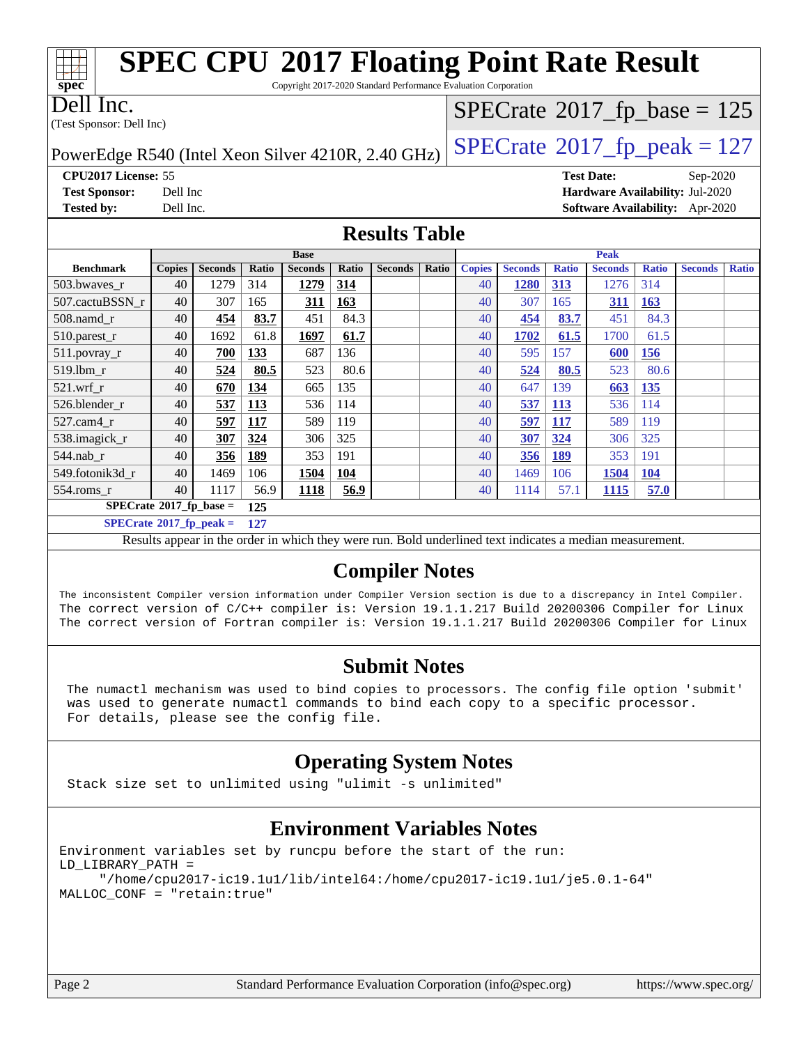# SPEC CPU 2017 Floating Point Rate Result

Copyright 2017-2020 Standard Performance Evaluation Corporation

**Dell Inc.**
(Test Sponsor: Dell Inc)

PowerEdge R540 (Intel Xeon Silver 4210R, 2.40 GHz)

SPECrate 2017_fp_base = 125

SPECrate 2017_fp_peak = 127

**CPU2017 License:** 55
**Test Sponsor:** Dell Inc
**Tested by:** Dell Inc.

**Test Date:** Sep-2020
**Hardware Availability:** Jul-2020
**Software Availability:** Apr-2020

## Results Table

| | Base | | | | | | | Peak | | | | | | |
|---|---|---|---|---|---|---|---|---|---|---|---|---|---|---|
| **Benchmark** | **Copies** | **Seconds** | **Ratio** | **Seconds** | **Ratio** | **Seconds** | **Ratio** | **Copies** | **Seconds** | **Ratio** | **Seconds** | **Ratio** | **Seconds** | **Ratio** |
| 503.bwaves_r | 40 | 1279 | 314 | **1279** | **314** | | | 40 | **1280** | **313** | 1276 | 314 | | |
| 507.cactuBSSN_r | 40 | 307 | 165 | **311** | **163** | | | 40 | 307 | 165 | **311** | **163** | | |
| 508.namd_r | 40 | **454** | **83.7** | 451 | 84.3 | | | 40 | **454** | **83.7** | 451 | 84.3 | | |
| 510.parest_r | 40 | 1692 | 61.8 | **1697** | **61.7** | | | 40 | **1702** | **61.5** | 1700 | 61.5 | | |
| 511.povray_r | 40 | **700** | **133** | 687 | 136 | | | 40 | 595 | 157 | **600** | **156** | | |
| 519.lbm_r | 40 | **524** | **80.5** | 523 | 80.6 | | | 40 | **524** | **80.5** | 523 | 80.6 | | |
| 521.wrf_r | 40 | **670** | **134** | 665 | 135 | | | 40 | 647 | 139 | **663** | **135** | | |
| 526.blender_r | 40 | **537** | **113** | 536 | 114 | | | 40 | **537** | **113** | 536 | 114 | | |
| 527.cam4_r | 40 | **597** | **117** | 589 | 119 | | | 40 | **597** | **117** | 589 | 119 | | |
| 538.imagick_r | 40 | **307** | **324** | 306 | 325 | | | 40 | **307** | **324** | 306 | 325 | | |
| 544.nab_r | 40 | **356** | **189** | 353 | 191 | | | 40 | **356** | **189** | 353 | 191 | | |
| 549.fotonik3d_r | 40 | 1469 | 106 | **1504** | **104** | | | 40 | 1469 | 106 | **1504** | **104** | | |
| 554.roms_r | 40 | 1117 | 56.9 | **1118** | **56.9** | | | 40 | 1114 | 57.1 | **1115** | **57.0** | | |

**SPECrate 2017_fp_base = 125**

**SPECrate 2017_fp_peak = 127**

Results appear in the order in which they were run. Bold underlined text indicates a median measurement.

## Compiler Notes

```
The inconsistent Compiler version information under Compiler Version section is due to a discrepancy in Intel Compiler.
The correct version of C/C++ compiler is: Version 19.1.1.217 Build 20200306 Compiler for Linux
The correct version of Fortran compiler is: Version 19.1.1.217 Build 20200306 Compiler for Linux
```

## Submit Notes

```
The numactl mechanism was used to bind copies to processors. The config file option 'submit'
was used to generate numactl commands to bind each copy to a specific processor.
For details, please see the config file.
```

## Operating System Notes

```
Stack size set to unlimited using "ulimit -s unlimited"
```

## Environment Variables Notes

```
Environment variables set by runcpu before the start of the run:
LD_LIBRARY_PATH =
     "/home/cpu2017-ic19.1u1/lib/intel64:/home/cpu2017-ic19.1u1/je5.0.1-64"
MALLOC_CONF = "retain:true"
```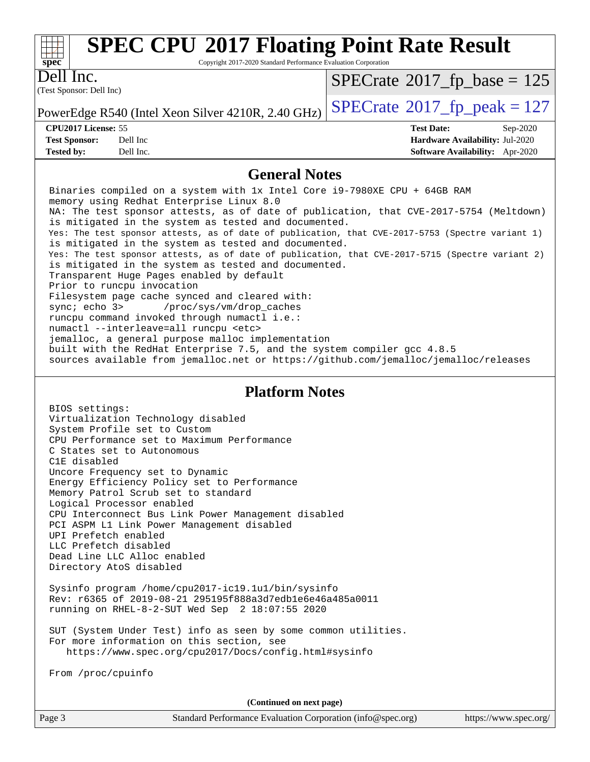# SPEC CPU 2017 Floating Point Rate Result

Copyright 2017-2020 Standard Performance Evaluation Corporation

**Dell Inc.**
(Test Sponsor: Dell Inc)

PowerEdge R540 (Intel Xeon Silver 4210R, 2.40 GHz)

SPECrate 2017_fp_base = 125

SPECrate 2017_fp_peak = 127

| | | | |
|---|---|---|---|
| **CPU2017 License:** | 55 | **Test Date:** | Sep-2020 |
| **Test Sponsor:** | Dell Inc | **Hardware Availability:** | Jul-2020 |
| **Tested by:** | Dell Inc. | **Software Availability:** | Apr-2020 |

## General Notes

```
Binaries compiled on a system with 1x Intel Core i9-7980XE CPU + 64GB RAM
memory using Redhat Enterprise Linux 8.0
NA: The test sponsor attests, as of date of publication, that CVE-2017-5754 (Meltdown)
is mitigated in the system as tested and documented.
Yes: The test sponsor attests, as of date of publication, that CVE-2017-5753 (Spectre variant 1)
is mitigated in the system as tested and documented.
Yes: The test sponsor attests, as of date of publication, that CVE-2017-5715 (Spectre variant 2)
is mitigated in the system as tested and documented.
Transparent Huge Pages enabled by default
Prior to runcpu invocation
Filesystem page cache synced and cleared with:
sync; echo 3>       /proc/sys/vm/drop_caches
runcpu command invoked through numactl i.e.:
numactl --interleave=all runcpu <etc>
jemalloc, a general purpose malloc implementation
built with the RedHat Enterprise 7.5, and the system compiler gcc 4.8.5
sources available from jemalloc.net or https://github.com/jemalloc/jemalloc/releases
```

## Platform Notes

```
BIOS settings:
Virtualization Technology disabled
System Profile set to Custom
CPU Performance set to Maximum Performance
C States set to Autonomous
C1E disabled
Uncore Frequency set to Dynamic
Energy Efficiency Policy set to Performance
Memory Patrol Scrub set to standard
Logical Processor enabled
CPU Interconnect Bus Link Power Management disabled
PCI ASPM L1 Link Power Management disabled
UPI Prefetch enabled
LLC Prefetch disabled
Dead Line LLC Alloc enabled
Directory AtoS disabled

Sysinfo program /home/cpu2017-ic19.1u1/bin/sysinfo
Rev: r6365 of 2019-08-21 295195f888a3d7edb1e6e46a485a0011
running on RHEL-8-2-SUT Wed Sep  2 18:07:55 2020

SUT (System Under Test) info as seen by some common utilities.
For more information on this section, see
   https://www.spec.org/cpu2017/Docs/config.html#sysinfo

From /proc/cpuinfo
```

**(Continued on next page)**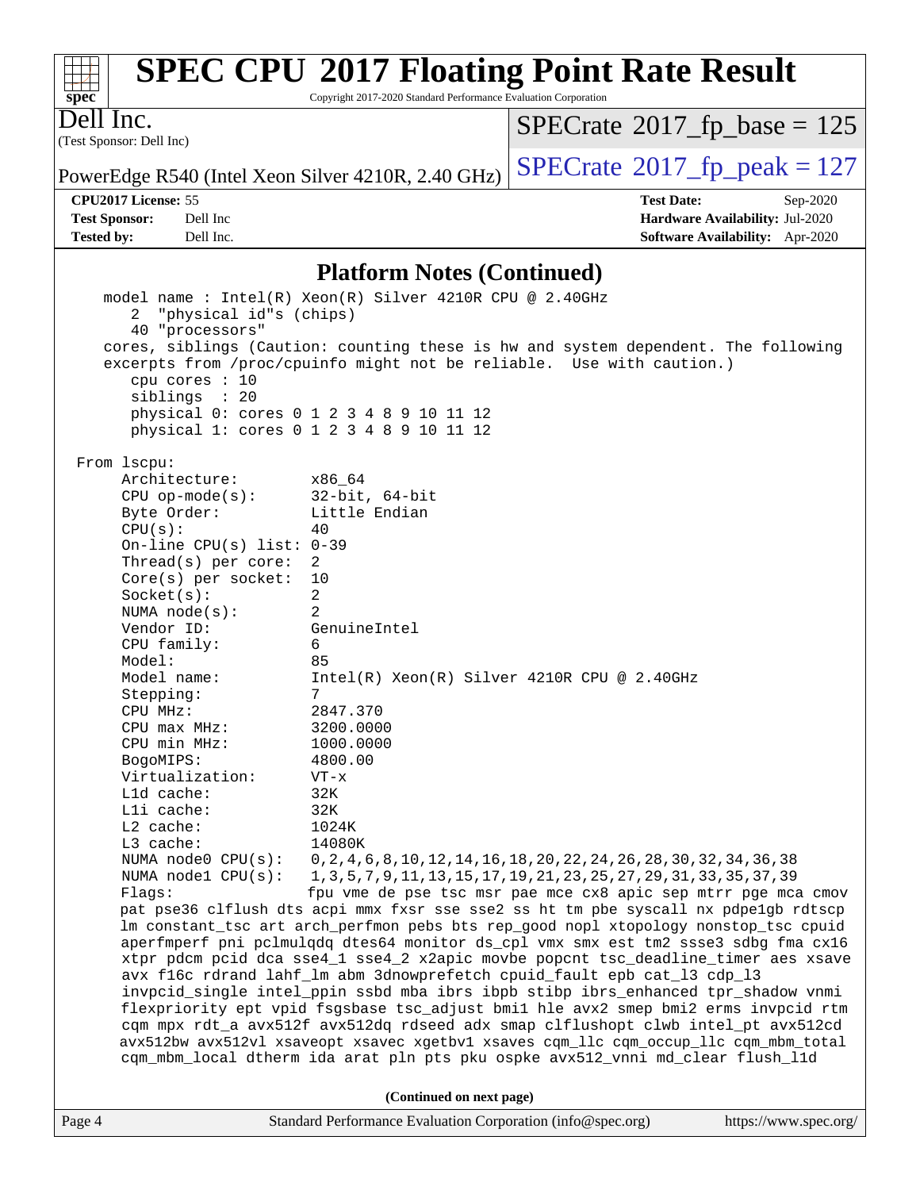## Platform Notes (Continued)

```
    model name : Intel(R) Xeon(R) Silver 4210R CPU @ 2.40GHz
       2  "physical id"s (chips)
       40 "processors"
    cores, siblings (Caution: counting these is hw and system dependent. The following
    excerpts from /proc/cpuinfo might not be reliable.  Use with caution.)
       cpu cores : 10
       siblings  : 20
       physical 0: cores 0 1 2 3 4 8 9 10 11 12
       physical 1: cores 0 1 2 3 4 8 9 10 11 12

From lscpu:
     Architecture:        x86_64
     CPU op-mode(s):      32-bit, 64-bit
     Byte Order:          Little Endian
     CPU(s):              40
     On-line CPU(s) list: 0-39
     Thread(s) per core:  2
     Core(s) per socket:  10
     Socket(s):           2
     NUMA node(s):        2
     Vendor ID:           GenuineIntel
     CPU family:          6
     Model:               85
     Model name:          Intel(R) Xeon(R) Silver 4210R CPU @ 2.40GHz
     Stepping:            7
     CPU MHz:             2847.370
     CPU max MHz:         3200.0000
     CPU min MHz:         1000.0000
     BogoMIPS:            4800.00
     Virtualization:      VT-x
     L1d cache:           32K
     L1i cache:           32K
     L2 cache:            1024K
     L3 cache:            14080K
     NUMA node0 CPU(s):   0,2,4,6,8,10,12,14,16,18,20,22,24,26,28,30,32,34,36,38
     NUMA node1 CPU(s):   1,3,5,7,9,11,13,15,17,19,21,23,25,27,29,31,33,35,37,39
     Flags:               fpu vme de pse tsc msr pae mce cx8 apic sep mtrr pge mca cmov
     pat pse36 clflush dts acpi mmx fxsr sse sse2 ss ht tm pbe syscall nx pdpe1gb rdtscp
     lm constant_tsc art arch_perfmon pebs bts rep_good nopl xtopology nonstop_tsc cpuid
     aperfmperf pni pclmulqdq dtes64 monitor ds_cpl vmx smx est tm2 ssse3 sdbg fma cx16
     xtpr pdcm pcid dca sse4_1 sse4_2 x2apic movbe popcnt tsc_deadline_timer aes xsave
     avx f16c rdrand lahf_lm abm 3dnowprefetch cpuid_fault epb cat_l3 cdp_l3
     invpcid_single intel_ppin ssbd mba ibrs ibpb stibp ibrs_enhanced tpr_shadow vnmi
     flexpriority ept vpid fsgsbase tsc_adjust bmi1 hle avx2 smep bmi2 erms invpcid rtm
     cqm mpx rdt_a avx512f avx512dq rdseed adx smap clflushopt clwb intel_pt avx512cd
     avx512bw avx512vl xsaveopt xsavec xgetbv1 xsaves cqm_llc cqm_occup_llc cqm_mbm_total
     cqm_mbm_local dtherm ida arat pln pts pku ospke avx512_vnni md_clear flush_l1d
```

(Continued on next page)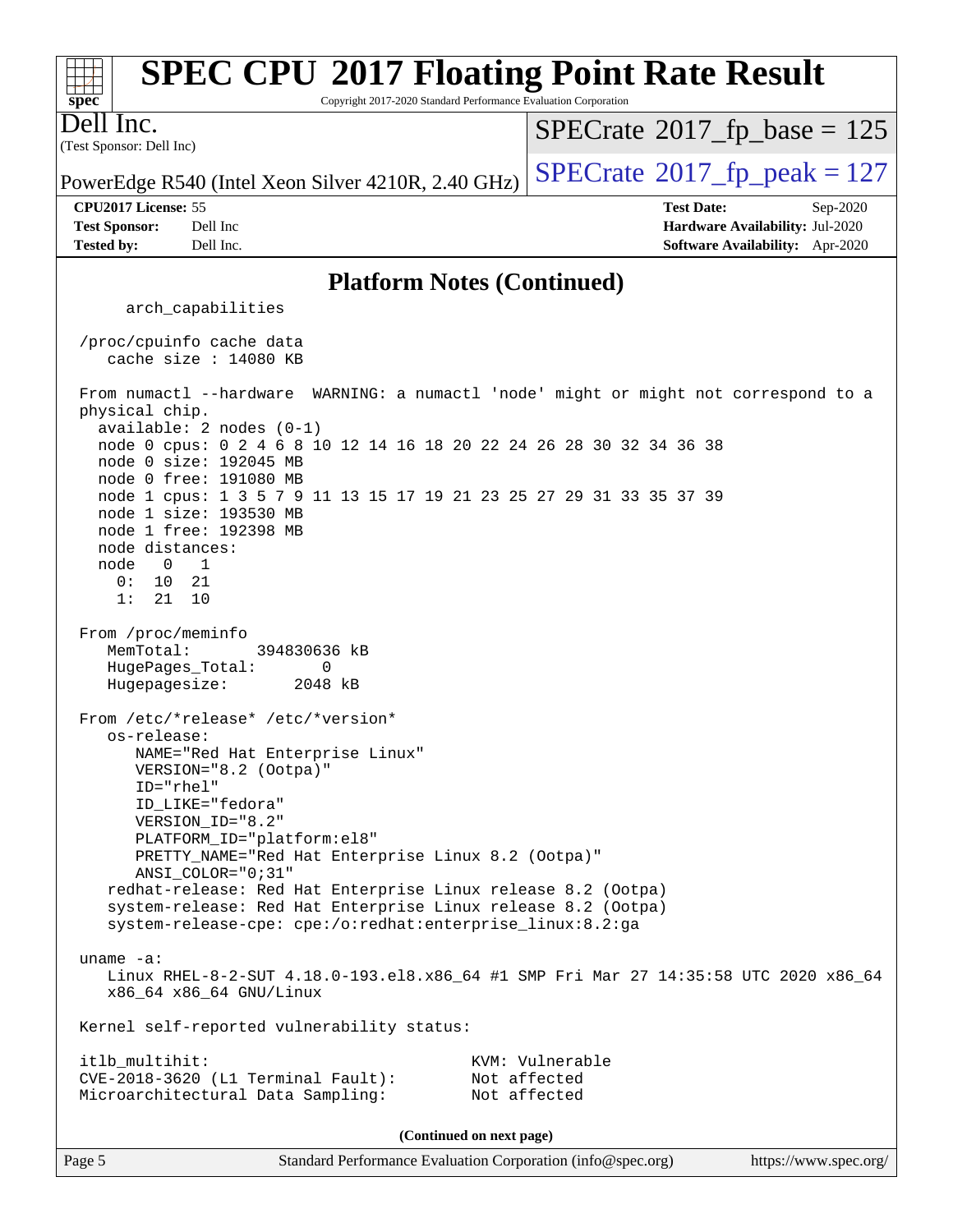## Platform Notes (Continued)

```
     arch_capabilities

 /proc/cpuinfo cache data
    cache size : 14080 KB

 From numactl --hardware  WARNING: a numactl 'node' might or might not correspond to a
 physical chip.
   available: 2 nodes (0-1)
   node 0 cpus: 0 2 4 6 8 10 12 14 16 18 20 22 24 26 28 30 32 34 36 38
   node 0 size: 192045 MB
   node 0 free: 191080 MB
   node 1 cpus: 1 3 5 7 9 11 13 15 17 19 21 23 25 27 29 31 33 35 37 39
   node 1 size: 193530 MB
   node 1 free: 192398 MB
   node distances:
   node   0   1
     0:  10  21
     1:  21  10

 From /proc/meminfo
    MemTotal:       394830636 kB
    HugePages_Total:       0
    Hugepagesize:       2048 kB

 From /etc/*release* /etc/*version*
    os-release:
       NAME="Red Hat Enterprise Linux"
       VERSION="8.2 (Ootpa)"
       ID="rhel"
       ID_LIKE="fedora"
       VERSION_ID="8.2"
       PLATFORM_ID="platform:el8"
       PRETTY_NAME="Red Hat Enterprise Linux 8.2 (Ootpa)"
       ANSI_COLOR="0;31"
    redhat-release: Red Hat Enterprise Linux release 8.2 (Ootpa)
    system-release: Red Hat Enterprise Linux release 8.2 (Ootpa)
    system-release-cpe: cpe:/o:redhat:enterprise_linux:8.2:ga

 uname -a:
    Linux RHEL-8-2-SUT 4.18.0-193.el8.x86_64 #1 SMP Fri Mar 27 14:35:58 UTC 2020 x86_64
    x86_64 x86_64 GNU/Linux

 Kernel self-reported vulnerability status:

 itlb_multihit:                                   KVM: Vulnerable
 CVE-2018-3620 (L1 Terminal Fault):               Not affected
 Microarchitectural Data Sampling:                Not affected
```

(Continued on next page)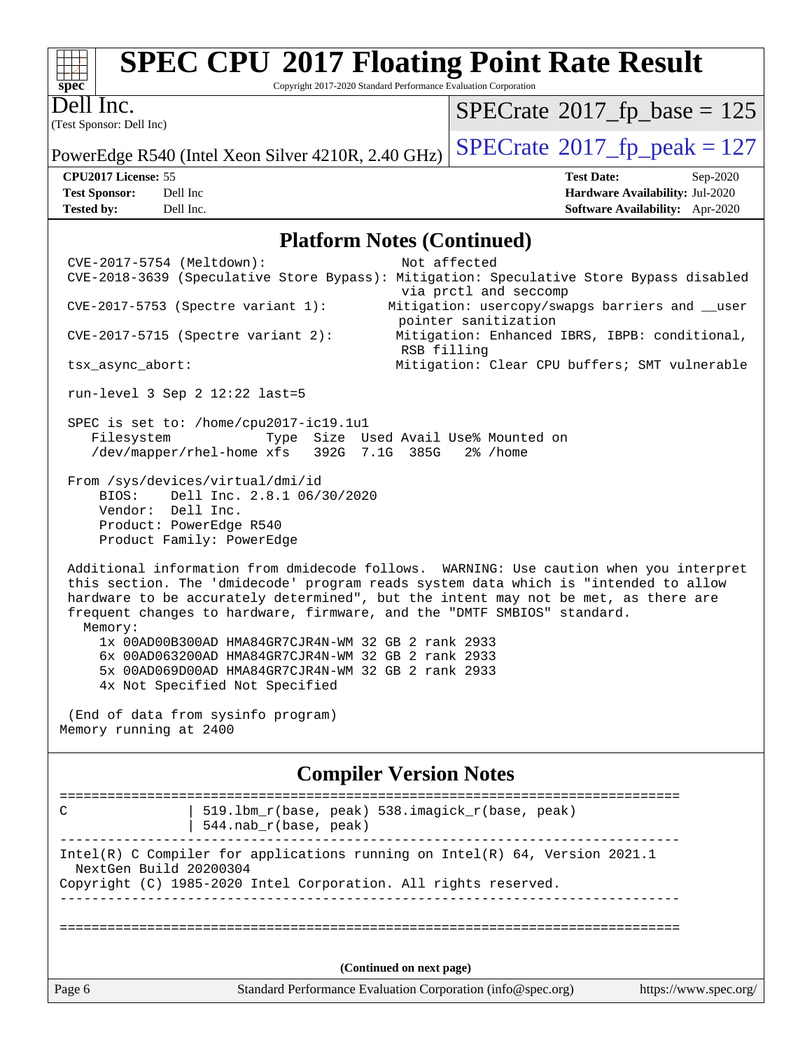# SPEC CPU 2017 Floating Point Rate Result

Copyright 2017-2020 Standard Performance Evaluation Corporation

**Dell Inc.**
(Test Sponsor: Dell Inc)

PowerEdge R540 (Intel Xeon Silver 4210R, 2.40 GHz)

SPECrate 2017_fp_base = 125

SPECrate 2017_fp_peak = 127

**CPU2017 License:** 55
**Test Sponsor:** Dell Inc
**Tested by:** Dell Inc.

**Test Date:** Sep-2020
**Hardware Availability:** Jul-2020
**Software Availability:** Apr-2020

## Platform Notes (Continued)

```
 CVE-2017-5754 (Meltdown):                      Not affected
 CVE-2018-3639 (Speculative Store Bypass): Mitigation: Speculative Store Bypass disabled
                                                via prctl and seccomp
 CVE-2017-5753 (Spectre variant 1):        Mitigation: usercopy/swapgs barriers and __user
                                                pointer sanitization
 CVE-2017-5715 (Spectre variant 2):        Mitigation: Enhanced IBRS, IBPB: conditional,
                                                RSB filling
 tsx_async_abort:                          Mitigation: Clear CPU buffers; SMT vulnerable

 run-level 3 Sep 2 12:22 last=5

 SPEC is set to: /home/cpu2017-ic19.1u1
    Filesystem            Type  Size  Used Avail Use% Mounted on
    /dev/mapper/rhel-home xfs   392G  7.1G  385G   2% /home

 From /sys/devices/virtual/dmi/id
     BIOS:    Dell Inc. 2.8.1 06/30/2020
     Vendor:  Dell Inc.
     Product: PowerEdge R540
     Product Family: PowerEdge

 Additional information from dmidecode follows.  WARNING: Use caution when you interpret
 this section. The 'dmidecode' program reads system data which is "intended to allow
 hardware to be accurately determined", but the intent may not be met, as there are
 frequent changes to hardware, firmware, and the "DMTF SMBIOS" standard.
   Memory:
     1x 00AD00B300AD HMA84GR7CJR4N-WM 32 GB 2 rank 2933
     6x 00AD063200AD HMA84GR7CJR4N-WM 32 GB 2 rank 2933
     5x 00AD069D00AD HMA84GR7CJR4N-WM 32 GB 2 rank 2933
     4x Not Specified Not Specified

 (End of data from sysinfo program)
Memory running at 2400
```

## Compiler Version Notes

```
==============================================================================
C              | 519.lbm_r(base, peak) 538.imagick_r(base, peak)
               | 544.nab_r(base, peak)
------------------------------------------------------------------------------
Intel(R) C Compiler for applications running on Intel(R) 64, Version 2021.1
  NextGen Build 20200304
Copyright (C) 1985-2020 Intel Corporation. All rights reserved.
------------------------------------------------------------------------------

==============================================================================
```

(Continued on next page)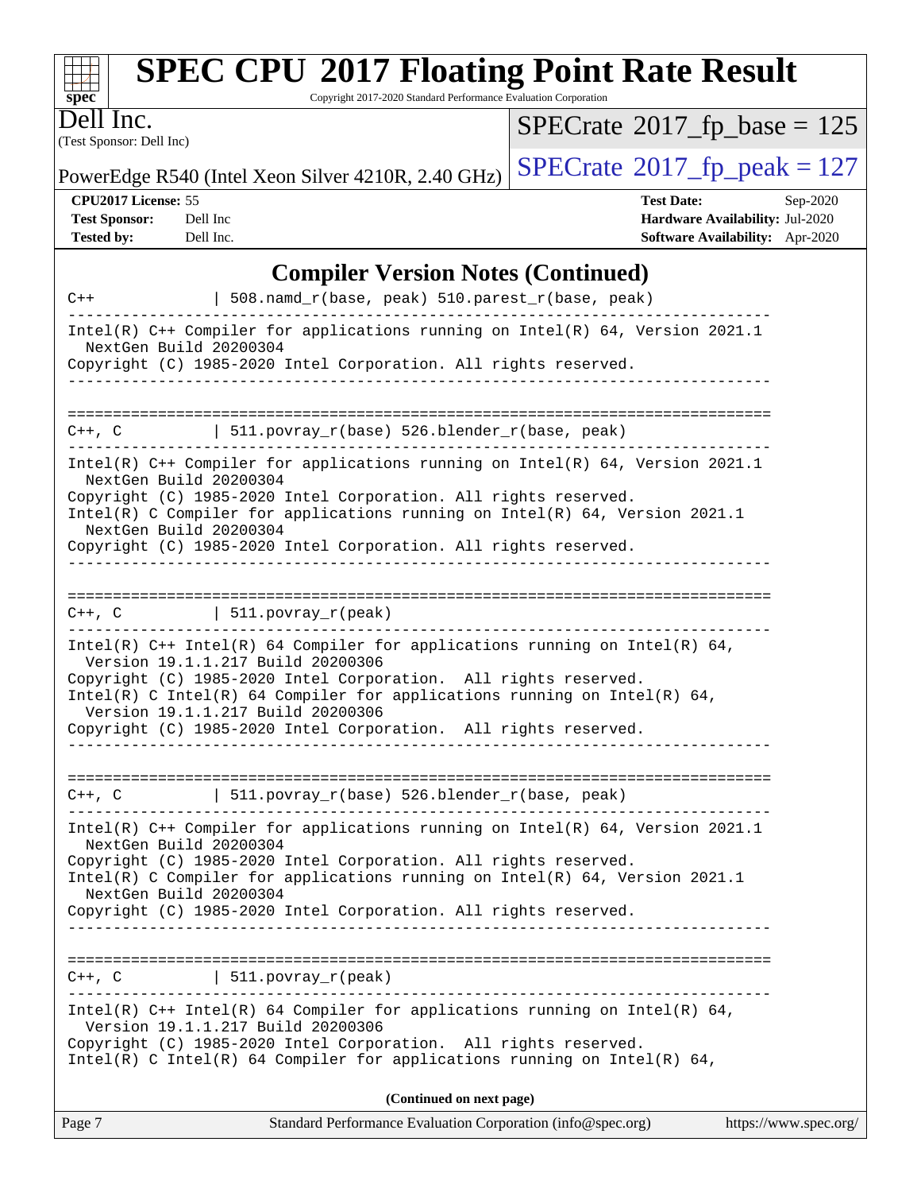## Compiler Version Notes (Continued)

```
C++            | 508.namd_r(base, peak) 510.parest_r(base, peak)
------------------------------------------------------------------------------
Intel(R) C++ Compiler for applications running on Intel(R) 64, Version 2021.1
  NextGen Build 20200304
Copyright (C) 1985-2020 Intel Corporation. All rights reserved.
------------------------------------------------------------------------------

==============================================================================
C++, C         | 511.povray_r(base) 526.blender_r(base, peak)
------------------------------------------------------------------------------
Intel(R) C++ Compiler for applications running on Intel(R) 64, Version 2021.1
  NextGen Build 20200304
Copyright (C) 1985-2020 Intel Corporation. All rights reserved.
Intel(R) C Compiler for applications running on Intel(R) 64, Version 2021.1
  NextGen Build 20200304
Copyright (C) 1985-2020 Intel Corporation. All rights reserved.
------------------------------------------------------------------------------

==============================================================================
C++, C         | 511.povray_r(peak)
------------------------------------------------------------------------------
Intel(R) C++ Intel(R) 64 Compiler for applications running on Intel(R) 64,
  Version 19.1.1.217 Build 20200306
Copyright (C) 1985-2020 Intel Corporation.  All rights reserved.
Intel(R) C Intel(R) 64 Compiler for applications running on Intel(R) 64,
  Version 19.1.1.217 Build 20200306
Copyright (C) 1985-2020 Intel Corporation.  All rights reserved.
------------------------------------------------------------------------------

==============================================================================
C++, C         | 511.povray_r(base) 526.blender_r(base, peak)
------------------------------------------------------------------------------
Intel(R) C++ Compiler for applications running on Intel(R) 64, Version 2021.1
  NextGen Build 20200304
Copyright (C) 1985-2020 Intel Corporation. All rights reserved.
Intel(R) C Compiler for applications running on Intel(R) 64, Version 2021.1
  NextGen Build 20200304
Copyright (C) 1985-2020 Intel Corporation. All rights reserved.
------------------------------------------------------------------------------

==============================================================================
C++, C         | 511.povray_r(peak)
------------------------------------------------------------------------------
Intel(R) C++ Intel(R) 64 Compiler for applications running on Intel(R) 64,
  Version 19.1.1.217 Build 20200306
Copyright (C) 1985-2020 Intel Corporation.  All rights reserved.
Intel(R) C Intel(R) 64 Compiler for applications running on Intel(R) 64,
```

**(Continued on next page)**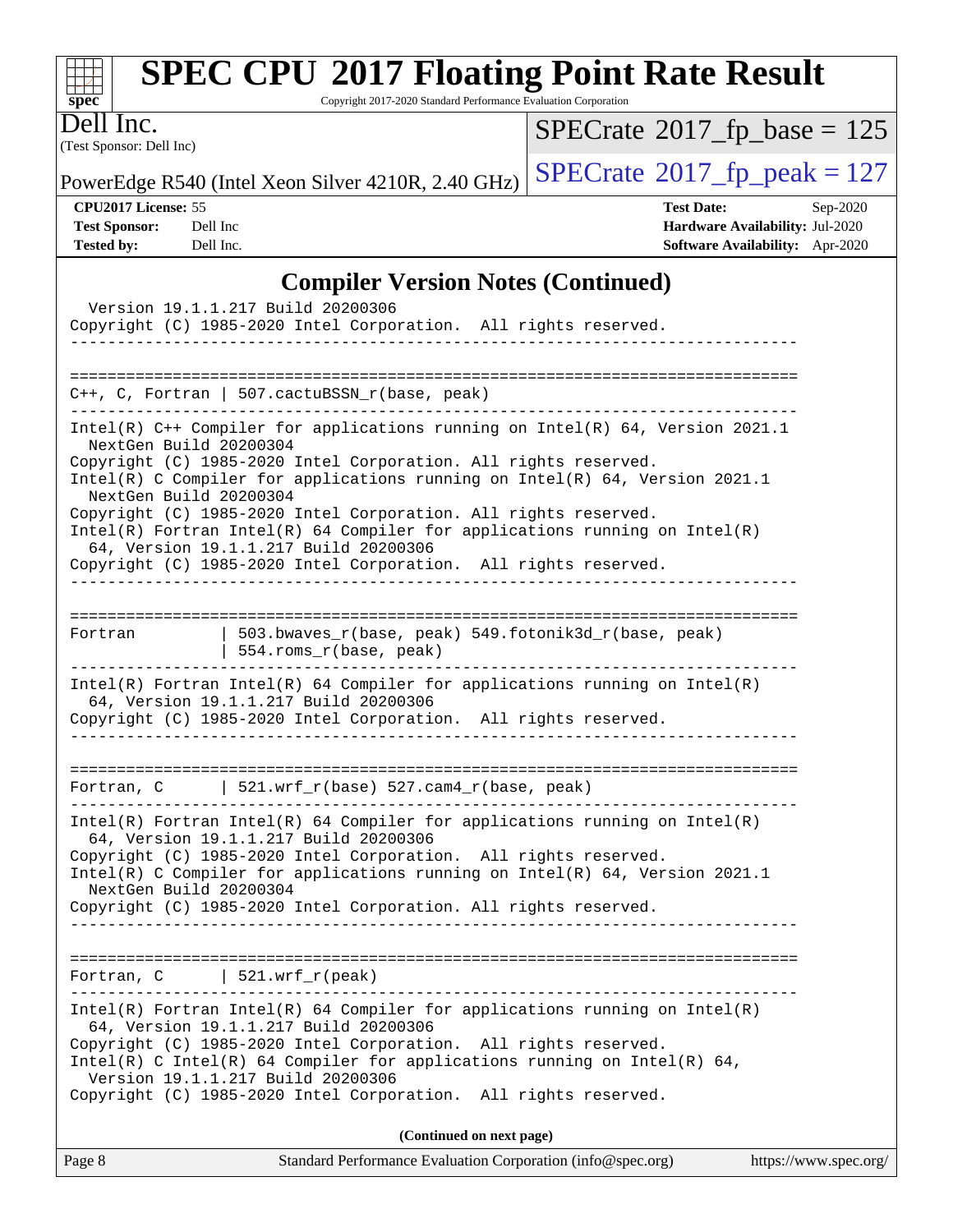## Compiler Version Notes (Continued)

```
  Version 19.1.1.217 Build 20200306
Copyright (C) 1985-2020 Intel Corporation.  All rights reserved.
------------------------------------------------------------------------------

==============================================================================
C++, C, Fortran | 507.cactuBSSN_r(base, peak)
------------------------------------------------------------------------------
Intel(R) C++ Compiler for applications running on Intel(R) 64, Version 2021.1
  NextGen Build 20200304
Copyright (C) 1985-2020 Intel Corporation. All rights reserved.
Intel(R) C Compiler for applications running on Intel(R) 64, Version 2021.1
  NextGen Build 20200304
Copyright (C) 1985-2020 Intel Corporation. All rights reserved.
Intel(R) Fortran Intel(R) 64 Compiler for applications running on Intel(R)
  64, Version 19.1.1.217 Build 20200306
Copyright (C) 1985-2020 Intel Corporation.  All rights reserved.
------------------------------------------------------------------------------

==============================================================================
Fortran         | 503.bwaves_r(base, peak) 549.fotonik3d_r(base, peak)
                | 554.roms_r(base, peak)
------------------------------------------------------------------------------
Intel(R) Fortran Intel(R) 64 Compiler for applications running on Intel(R)
  64, Version 19.1.1.217 Build 20200306
Copyright (C) 1985-2020 Intel Corporation.  All rights reserved.
------------------------------------------------------------------------------

==============================================================================
Fortran, C      | 521.wrf_r(base) 527.cam4_r(base, peak)
------------------------------------------------------------------------------
Intel(R) Fortran Intel(R) 64 Compiler for applications running on Intel(R)
  64, Version 19.1.1.217 Build 20200306
Copyright (C) 1985-2020 Intel Corporation.  All rights reserved.
Intel(R) C Compiler for applications running on Intel(R) 64, Version 2021.1
  NextGen Build 20200304
Copyright (C) 1985-2020 Intel Corporation. All rights reserved.
------------------------------------------------------------------------------

==============================================================================
Fortran, C      | 521.wrf_r(peak)
------------------------------------------------------------------------------
Intel(R) Fortran Intel(R) 64 Compiler for applications running on Intel(R)
  64, Version 19.1.1.217 Build 20200306
Copyright (C) 1985-2020 Intel Corporation.  All rights reserved.
Intel(R) C Intel(R) 64 Compiler for applications running on Intel(R) 64,
  Version 19.1.1.217 Build 20200306
Copyright (C) 1985-2020 Intel Corporation.  All rights reserved.
```

**(Continued on next page)**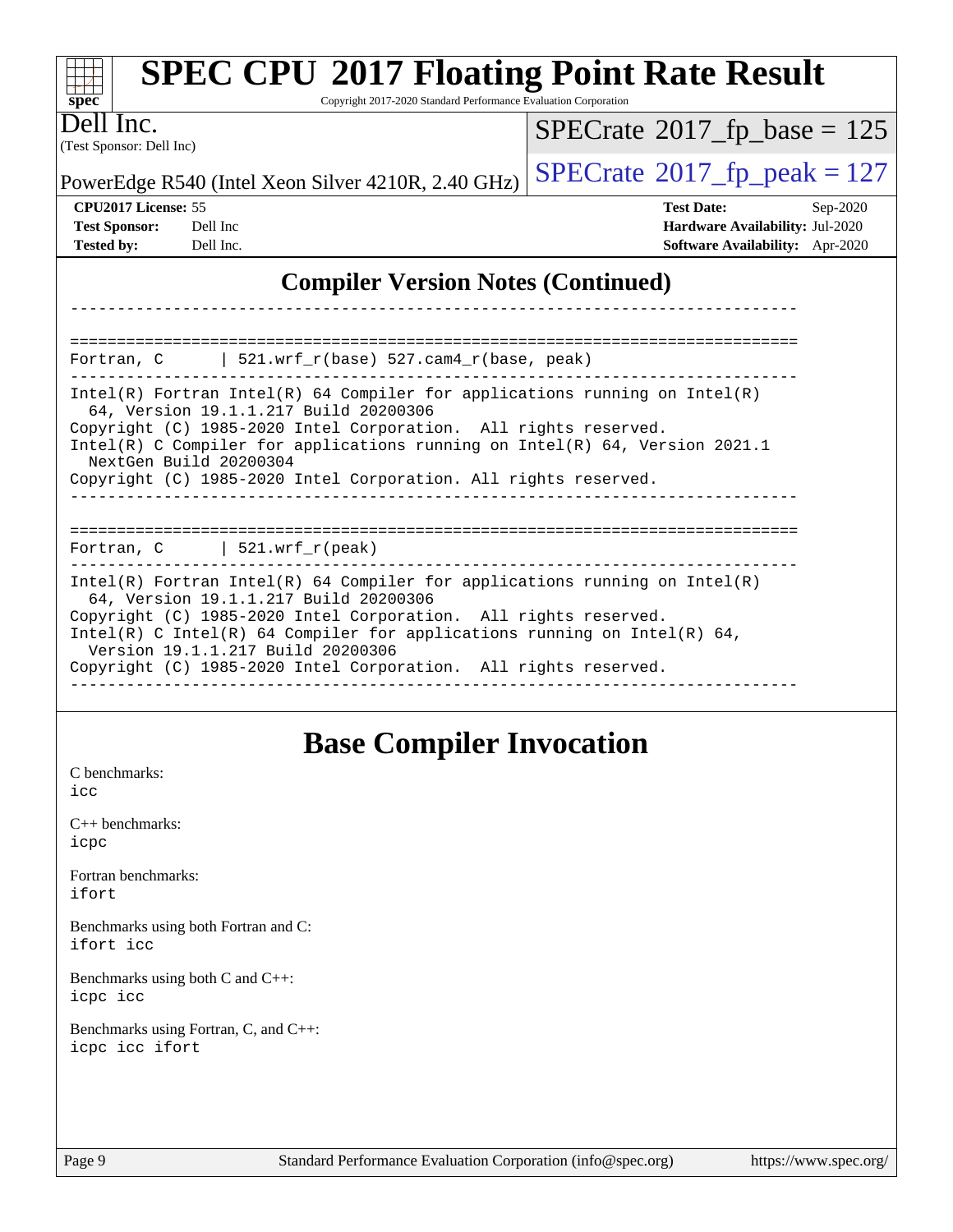# SPEC CPU 2017 Floating Point Rate Result

Copyright 2017-2020 Standard Performance Evaluation Corporation

Dell Inc.
(Test Sponsor: Dell Inc)

PowerEdge R540 (Intel Xeon Silver 4210R, 2.40 GHz)

SPECrate 2017_fp_base = 125

SPECrate 2017_fp_peak = 127

**CPU2017 License:** 55
**Test Sponsor:** Dell Inc
**Tested by:** Dell Inc.

**Test Date:** Sep-2020
**Hardware Availability:** Jul-2020
**Software Availability:** Apr-2020

## Compiler Version Notes (Continued)

```
------------------------------------------------------------------------------

==============================================================================
Fortran, C      | 521.wrf_r(base) 527.cam4_r(base, peak)
------------------------------------------------------------------------------
Intel(R) Fortran Intel(R) 64 Compiler for applications running on Intel(R)
  64, Version 19.1.1.217 Build 20200306
Copyright (C) 1985-2020 Intel Corporation.  All rights reserved.
Intel(R) C Compiler for applications running on Intel(R) 64, Version 2021.1
  NextGen Build 20200304
Copyright (C) 1985-2020 Intel Corporation. All rights reserved.
------------------------------------------------------------------------------

==============================================================================
Fortran, C      | 521.wrf_r(peak)
------------------------------------------------------------------------------
Intel(R) Fortran Intel(R) 64 Compiler for applications running on Intel(R)
  64, Version 19.1.1.217 Build 20200306
Copyright (C) 1985-2020 Intel Corporation.  All rights reserved.
Intel(R) C Intel(R) 64 Compiler for applications running on Intel(R) 64,
  Version 19.1.1.217 Build 20200306
Copyright (C) 1985-2020 Intel Corporation.  All rights reserved.
------------------------------------------------------------------------------
```

## Base Compiler Invocation

C benchmarks:
icc

C++ benchmarks:
icpc

Fortran benchmarks:
ifort

Benchmarks using both Fortran and C:
ifort icc

Benchmarks using both C and C++:
icpc icc

Benchmarks using Fortran, C, and C++:
icpc icc ifort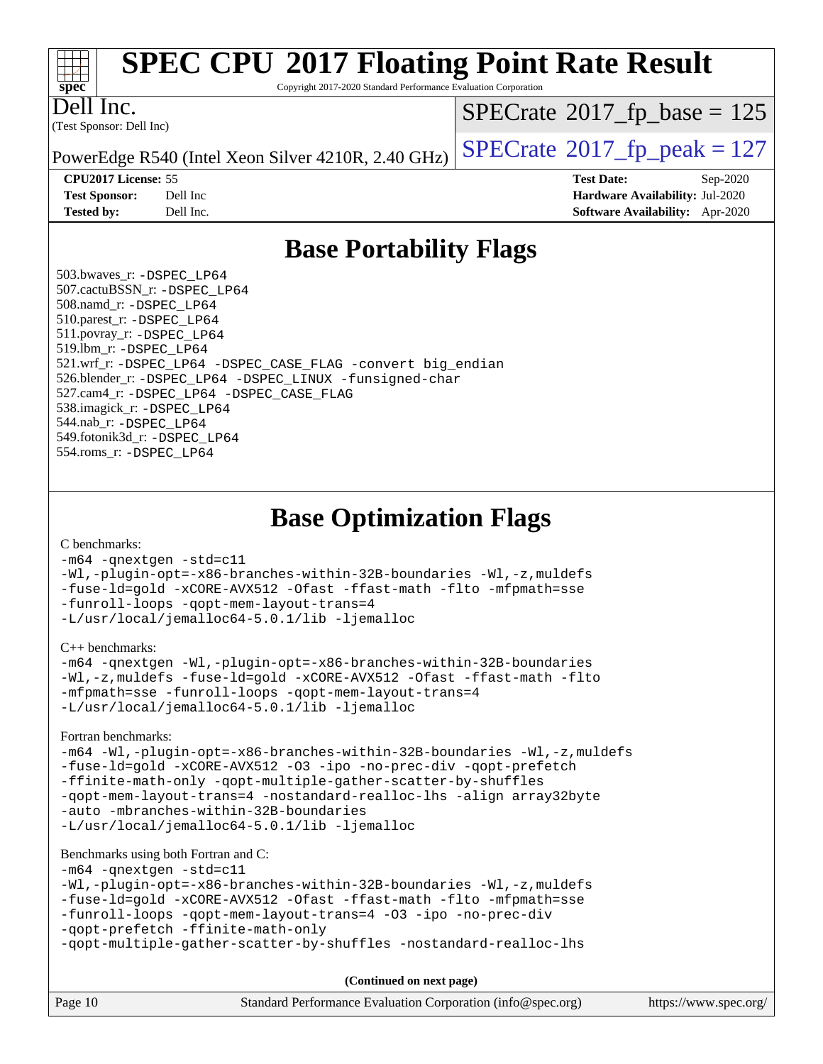# SPEC CPU 2017 Floating Point Rate Result

Copyright 2017-2020 Standard Performance Evaluation Corporation

**Dell Inc.**
(Test Sponsor: Dell Inc)

PowerEdge R540 (Intel Xeon Silver 4210R, 2.40 GHz)

SPECrate 2017_fp_base = 125

SPECrate 2017_fp_peak = 127

**CPU2017 License:** 55
**Test Sponsor:** Dell Inc
**Tested by:** Dell Inc.

**Test Date:** Sep-2020
**Hardware Availability:** Jul-2020
**Software Availability:** Apr-2020

## Base Portability Flags

503.bwaves_r: -DSPEC_LP64
507.cactuBSSN_r: -DSPEC_LP64
508.namd_r: -DSPEC_LP64
510.parest_r: -DSPEC_LP64
511.povray_r: -DSPEC_LP64
519.lbm_r: -DSPEC_LP64
521.wrf_r: -DSPEC_LP64 -DSPEC_CASE_FLAG -convert big_endian
526.blender_r: -DSPEC_LP64 -DSPEC_LINUX -funsigned-char
527.cam4_r: -DSPEC_LP64 -DSPEC_CASE_FLAG
538.imagick_r: -DSPEC_LP64
544.nab_r: -DSPEC_LP64
549.fotonik3d_r: -DSPEC_LP64
554.roms_r: -DSPEC_LP64

## Base Optimization Flags

C benchmarks:

```
-m64 -qnextgen -std=c11
-Wl,-plugin-opt=-x86-branches-within-32B-boundaries -Wl,-z,muldefs
-fuse-ld=gold -xCORE-AVX512 -Ofast -ffast-math -flto -mfpmath=sse
-funroll-loops -qopt-mem-layout-trans=4
-L/usr/local/jemalloc64-5.0.1/lib -ljemalloc
```

C++ benchmarks:

```
-m64 -qnextgen -Wl,-plugin-opt=-x86-branches-within-32B-boundaries
-Wl,-z,muldefs -fuse-ld=gold -xCORE-AVX512 -Ofast -ffast-math -flto
-mfpmath=sse -funroll-loops -qopt-mem-layout-trans=4
-L/usr/local/jemalloc64-5.0.1/lib -ljemalloc
```

Fortran benchmarks:

```
-m64 -Wl,-plugin-opt=-x86-branches-within-32B-boundaries -Wl,-z,muldefs
-fuse-ld=gold -xCORE-AVX512 -O3 -ipo -no-prec-div -qopt-prefetch
-ffinite-math-only -qopt-multiple-gather-scatter-by-shuffles
-qopt-mem-layout-trans=4 -nostandard-realloc-lhs -align array32byte
-auto -mbranches-within-32B-boundaries
-L/usr/local/jemalloc64-5.0.1/lib -ljemalloc
```

Benchmarks using both Fortran and C:

```
-m64 -qnextgen -std=c11
-Wl,-plugin-opt=-x86-branches-within-32B-boundaries -Wl,-z,muldefs
-fuse-ld=gold -xCORE-AVX512 -Ofast -ffast-math -flto -mfpmath=sse
-funroll-loops -qopt-mem-layout-trans=4 -O3 -ipo -no-prec-div
-qopt-prefetch -ffinite-math-only
-qopt-multiple-gather-scatter-by-shuffles -nostandard-realloc-lhs
```

**(Continued on next page)**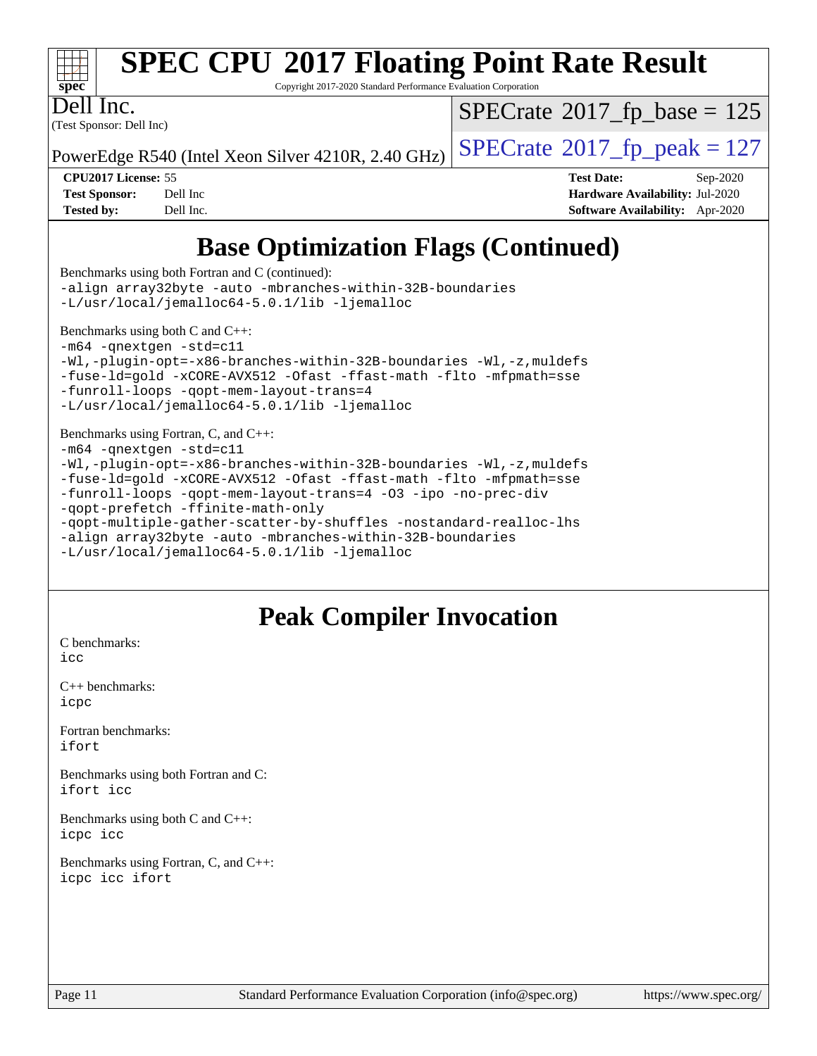# Base Optimization Flags (Continued)

Benchmarks using both Fortran and C (continued):

```
-align array32byte -auto -mbranches-within-32B-boundaries
-L/usr/local/jemalloc64-5.0.1/lib -ljemalloc
```

Benchmarks using both C and C++:

```
-m64 -qnextgen -std=c11
-Wl,-plugin-opt=-x86-branches-within-32B-boundaries -Wl,-z,muldefs
-fuse-ld=gold -xCORE-AVX512 -Ofast -ffast-math -flto -mfpmath=sse
-funroll-loops -qopt-mem-layout-trans=4
-L/usr/local/jemalloc64-5.0.1/lib -ljemalloc
```

Benchmarks using Fortran, C, and C++:

```
-m64 -qnextgen -std=c11
-Wl,-plugin-opt=-x86-branches-within-32B-boundaries -Wl,-z,muldefs
-fuse-ld=gold -xCORE-AVX512 -Ofast -ffast-math -flto -mfpmath=sse
-funroll-loops -qopt-mem-layout-trans=4 -O3 -ipo -no-prec-div
-qopt-prefetch -ffinite-math-only
-qopt-multiple-gather-scatter-by-shuffles -nostandard-realloc-lhs
-align array32byte -auto -mbranches-within-32B-boundaries
-L/usr/local/jemalloc64-5.0.1/lib -ljemalloc
```

# Peak Compiler Invocation

C benchmarks:

```
icc
```

C++ benchmarks:

```
icpc
```

Fortran benchmarks:

```
ifort
```

Benchmarks using both Fortran and C:

```
ifort icc
```

Benchmarks using both C and C++:

```
icpc icc
```

Benchmarks using Fortran, C, and C++:

```
icpc icc ifort
```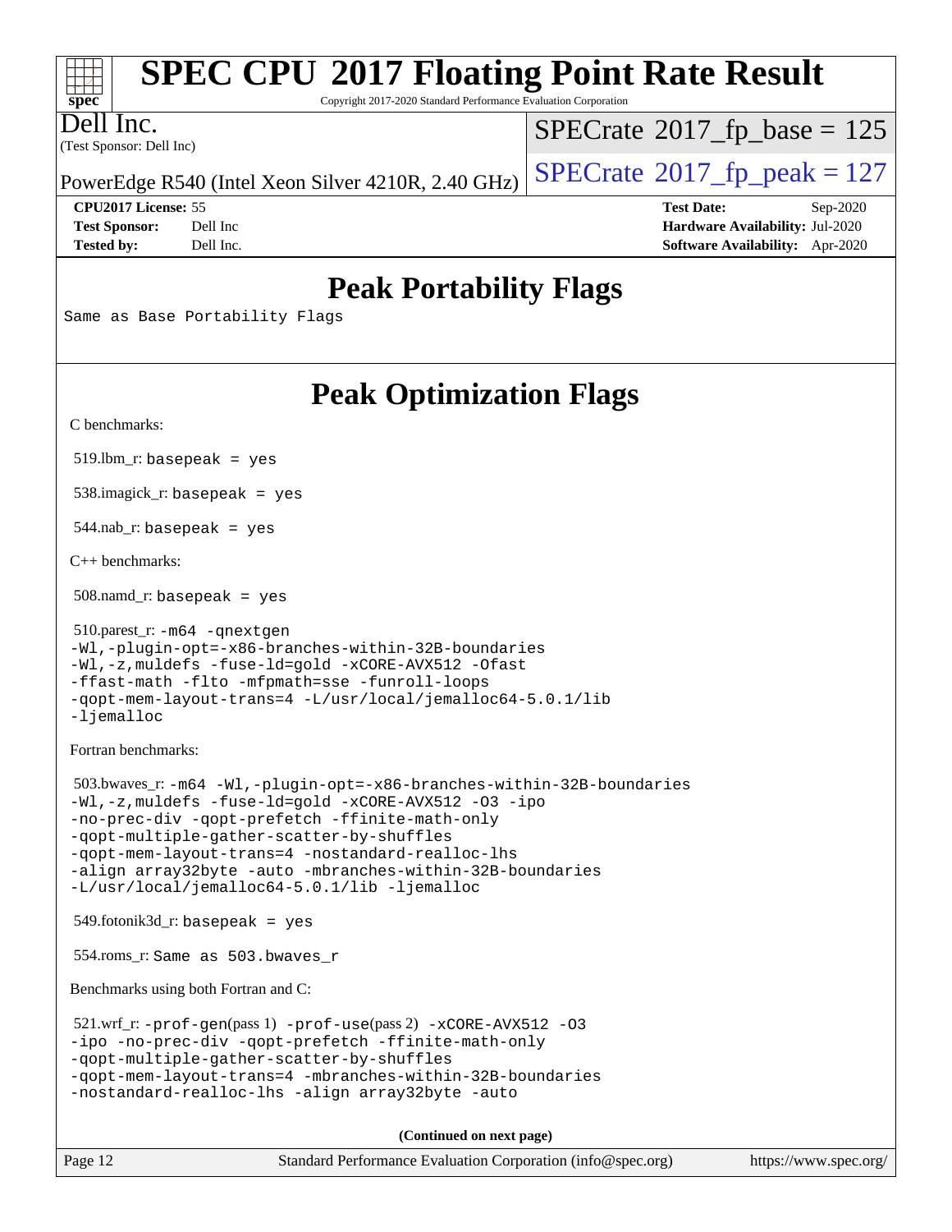# SPEC CPU 2017 Floating Point Rate Result

Copyright 2017-2020 Standard Performance Evaluation Corporation

Dell Inc.
(Test Sponsor: Dell Inc)

PowerEdge R540 (Intel Xeon Silver 4210R, 2.40 GHz)

SPECrate 2017_fp_base = 125

SPECrate 2017_fp_peak = 127

**CPU2017 License:** 55
**Test Sponsor:** Dell Inc
**Tested by:** Dell Inc.

**Test Date:** Sep-2020
**Hardware Availability:** Jul-2020
**Software Availability:** Apr-2020

## Peak Portability Flags

Same as Base Portability Flags

## Peak Optimization Flags

C benchmarks:

519.lbm_r: basepeak = yes

538.imagick_r: basepeak = yes

544.nab_r: basepeak = yes

C++ benchmarks:

508.namd_r: basepeak = yes

510.parest_r: -m64 -qnextgen
-Wl,-plugin-opt=-x86-branches-within-32B-boundaries
-Wl,-z,muldefs -fuse-ld=gold -xCORE-AVX512 -Ofast
-ffast-math -flto -mfpmath=sse -funroll-loops
-qopt-mem-layout-trans=4 -L/usr/local/jemalloc64-5.0.1/lib
-ljemalloc

Fortran benchmarks:

503.bwaves_r: -m64 -Wl,-plugin-opt=-x86-branches-within-32B-boundaries
-Wl,-z,muldefs -fuse-ld=gold -xCORE-AVX512 -O3 -ipo
-no-prec-div -qopt-prefetch -ffinite-math-only
-qopt-multiple-gather-scatter-by-shuffles
-qopt-mem-layout-trans=4 -nostandard-realloc-lhs
-align array32byte -auto -mbranches-within-32B-boundaries
-L/usr/local/jemalloc64-5.0.1/lib -ljemalloc

549.fotonik3d_r: basepeak = yes

554.roms_r: Same as 503.bwaves_r

Benchmarks using both Fortran and C:

521.wrf_r: -prof-gen(pass 1) -prof-use(pass 2) -xCORE-AVX512 -O3
-ipo -no-prec-div -qopt-prefetch -ffinite-math-only
-qopt-multiple-gather-scatter-by-shuffles
-qopt-mem-layout-trans=4 -mbranches-within-32B-boundaries
-nostandard-realloc-lhs -align array32byte -auto

**(Continued on next page)**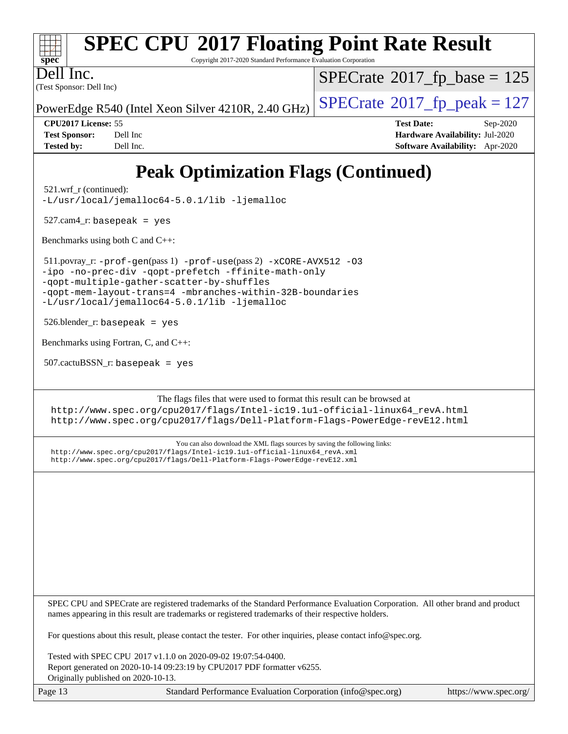# SPEC CPU 2017 Floating Point Rate Result

Copyright 2017-2020 Standard Performance Evaluation Corporation

Dell Inc.
(Test Sponsor: Dell Inc)

PowerEdge R540 (Intel Xeon Silver 4210R, 2.40 GHz)

SPECrate 2017_fp_base = 125

SPECrate 2017_fp_peak = 127

| | | | |
|---|---|---|---|
| **CPU2017 License:** | 55 | **Test Date:** | Sep-2020 |
| **Test Sponsor:** | Dell Inc | **Hardware Availability:** | Jul-2020 |
| **Tested by:** | Dell Inc. | **Software Availability:** | Apr-2020 |

## Peak Optimization Flags (Continued)

521.wrf_r (continued):
-L/usr/local/jemalloc64-5.0.1/lib -ljemalloc

527.cam4_r: basepeak = yes

Benchmarks using both C and C++:

511.povray_r: -prof-gen(pass 1) -prof-use(pass 2) -xCORE-AVX512 -O3
-ipo -no-prec-div -qopt-prefetch -ffinite-math-only
-qopt-multiple-gather-scatter-by-shuffles
-qopt-mem-layout-trans=4 -mbranches-within-32B-boundaries
-L/usr/local/jemalloc64-5.0.1/lib -ljemalloc

526.blender_r: basepeak = yes

Benchmarks using Fortran, C, and C++:

507.cactuBSSN_r: basepeak = yes

The flags files that were used to format this result can be browsed at
http://www.spec.org/cpu2017/flags/Intel-ic19.1u1-official-linux64_revA.html
http://www.spec.org/cpu2017/flags/Dell-Platform-Flags-PowerEdge-revE12.html

You can also download the XML flags sources by saving the following links:
http://www.spec.org/cpu2017/flags/Intel-ic19.1u1-official-linux64_revA.xml
http://www.spec.org/cpu2017/flags/Dell-Platform-Flags-PowerEdge-revE12.xml

SPEC CPU and SPECrate are registered trademarks of the Standard Performance Evaluation Corporation. All other brand and product names appearing in this result are trademarks or registered trademarks of their respective holders.

For questions about this result, please contact the tester. For other inquiries, please contact info@spec.org.

Tested with SPEC CPU 2017 v1.1.0 on 2020-09-02 19:07:54-0400.
Report generated on 2020-10-14 09:23:19 by CPU2017 PDF formatter v6255.
Originally published on 2020-10-13.